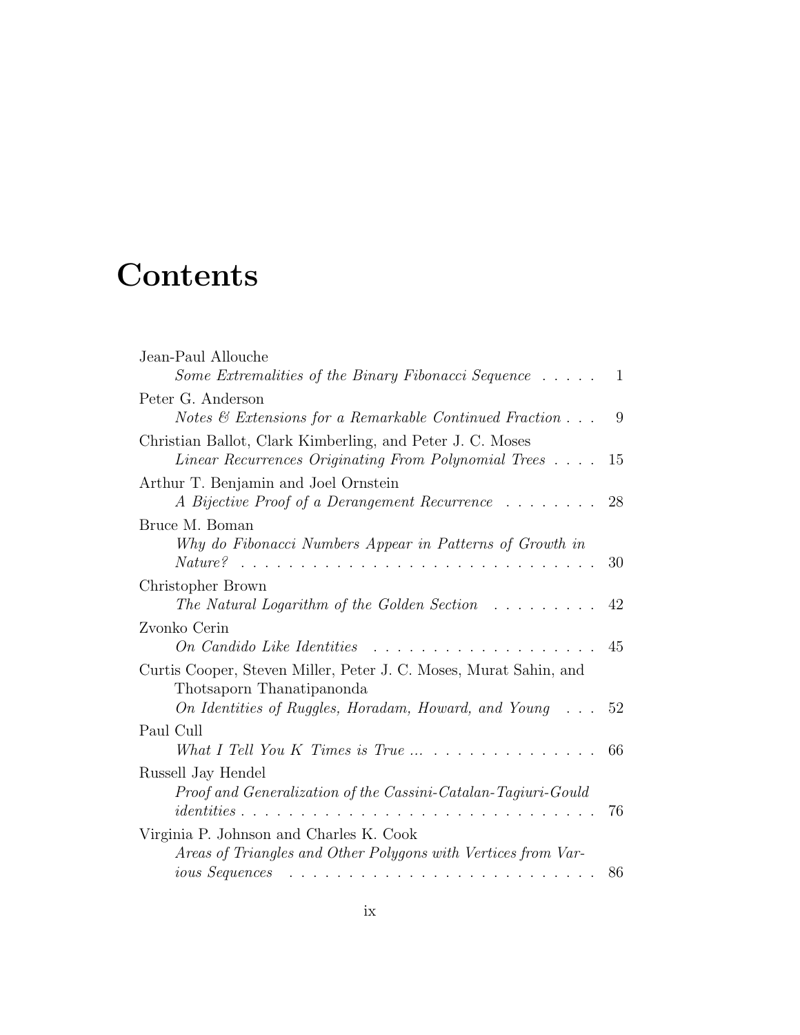# Contents

Jean-Paul Allouche
*Some Extremalities of the Binary Fibonacci Sequence* . . . . . 1

Peter G. Anderson
*Notes & Extensions for a Remarkable Continued Fraction* . . . 9

Christian Ballot, Clark Kimberling, and Peter J. C. Moses
*Linear Recurrences Originating From Polynomial Trees* . . . . 15

Arthur T. Benjamin and Joel Ornstein
*A Bijective Proof of a Derangement Recurrence* . . . . . . . . 28

Bruce M. Boman
*Why do Fibonacci Numbers Appear in Patterns of Growth in Nature?* . . . . . . . . . . . . . . . . . . . . . . . . . . . . . . 30

Christopher Brown
*The Natural Logarithm of the Golden Section* . . . . . . . . . 42

Zvonko Cerin
*On Candido Like Identities* . . . . . . . . . . . . . . . . . . . 45

Curtis Cooper, Steven Miller, Peter J. C. Moses, Murat Sahin, and Thotsaporn Thanatipanonda
*On Identities of Ruggles, Horadam, Howard, and Young* . . . 52

Paul Cull
*What I Tell You K Times is True ...* . . . . . . . . . . . . . . . 66

Russell Jay Hendel
*Proof and Generalization of the Cassini-Catalan-Tagiuri-Gould identities* . . . . . . . . . . . . . . . . . . . . . . . . . . . . . . 76

Virginia P. Johnson and Charles K. Cook
*Areas of Triangles and Other Polygons with Vertices from Various Sequences* . . . . . . . . . . . . . . . . . . . . . . . . . . 86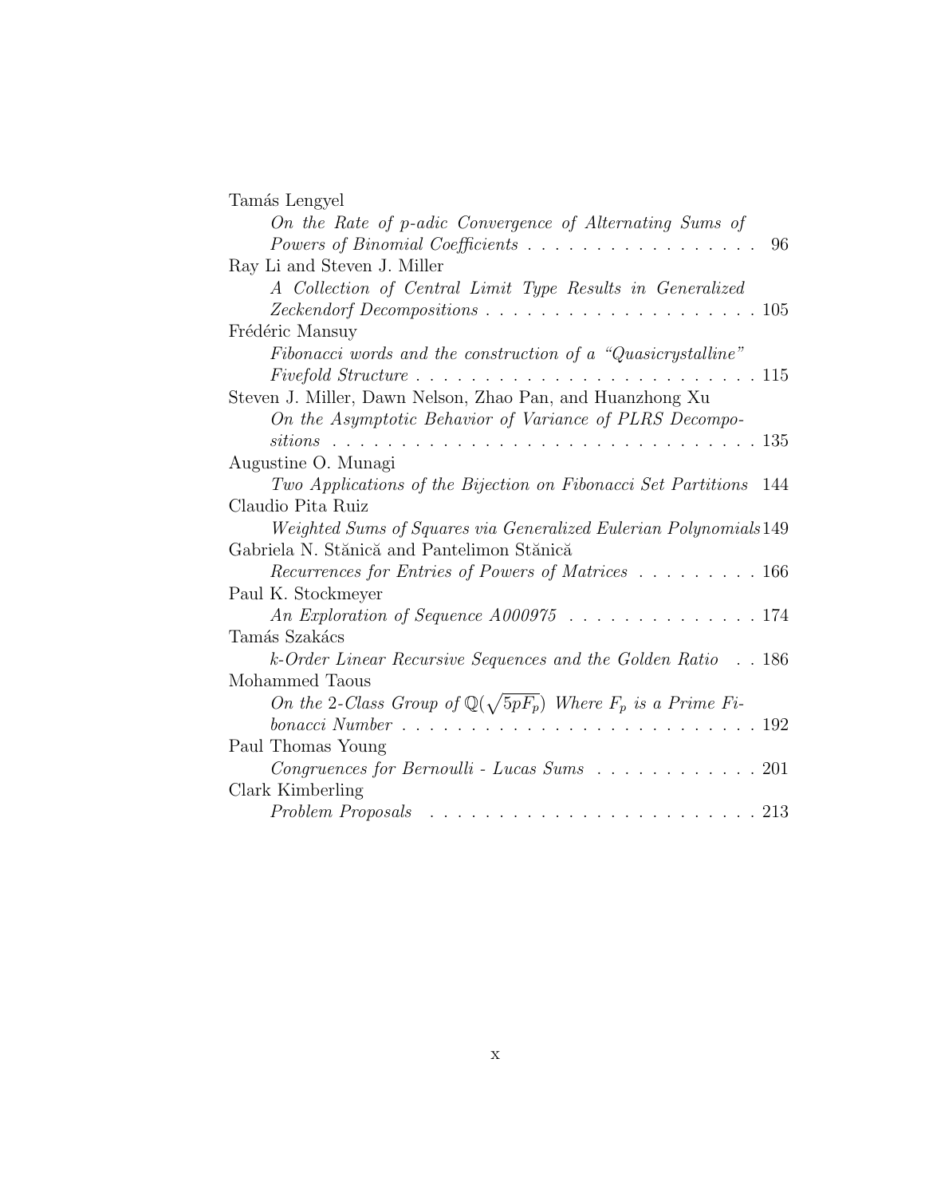Tamás Lengyel

*On the Rate of $p$-adic Convergence of Alternating Sums of Powers of Binomial Coefficients* . . . . . . . . . . . . . . . . . 96

Ray Li and Steven J. Miller

*A Collection of Central Limit Type Results in Generalized Zeckendorf Decompositions* . . . . . . . . . . . . . . . . . . . . 105

Frédéric Mansuy

*Fibonacci words and the construction of a "Quasicrystalline" Fivefold Structure* . . . . . . . . . . . . . . . . . . . . . . . . 115

Steven J. Miller, Dawn Nelson, Zhao Pan, and Huanzhong Xu

*On the Asymptotic Behavior of Variance of PLRS Decompositions* . . . . . . . . . . . . . . . . . . . . . . . . . . . . . . . 135

Augustine O. Munagi

*Two Applications of the Bijection on Fibonacci Set Partitions* 144

Claudio Pita Ruiz

*Weighted Sums of Squares via Generalized Eulerian Polynomials* 149

Gabriela N. Stănică and Pantelimon Stănică

*Recurrences for Entries of Powers of Matrices* . . . . . . . . . 166

Paul K. Stockmeyer

*An Exploration of Sequence A000975* . . . . . . . . . . . . . . 174

Tamás Szakács

*$k$-Order Linear Recursive Sequences and the Golden Ratio* . . 186

Mohammed Taous

*On the 2-Class Group of $\mathbb{Q}(\sqrt{5pF_p})$ Where $F_p$ is a Prime Fibonacci Number* . . . . . . . . . . . . . . . . . . . . . . . . . . 192

Paul Thomas Young

*Congruences for Bernoulli - Lucas Sums* . . . . . . . . . . . . 201

Clark Kimberling

*Problem Proposals* . . . . . . . . . . . . . . . . . . . . . . . . 213